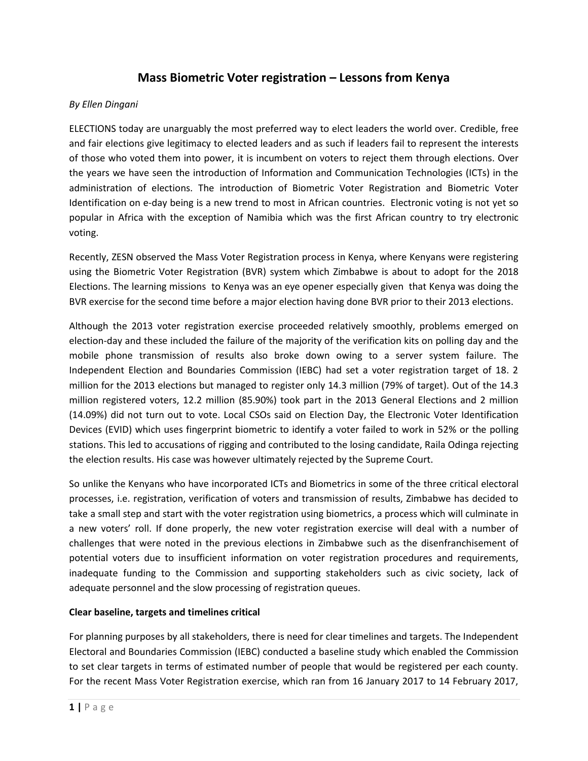# Mass Biometric Voter registration – Lessons from Kenya

*By Ellen Dingani*

ELECTIONS today are unarguably the most preferred way to elect leaders the world over. Credible, free and fair elections give legitimacy to elected leaders and as such if leaders fail to represent the interests of those who voted them into power, it is incumbent on voters to reject them through elections. Over the years we have seen the introduction of Information and Communication Technologies (ICTs) in the administration of elections. The introduction of Biometric Voter Registration and Biometric Voter Identification on e-day being is a new trend to most in African countries. Electronic voting is not yet so popular in Africa with the exception of Namibia which was the first African country to try electronic voting.

Recently, ZESN observed the Mass Voter Registration process in Kenya, where Kenyans were registering using the Biometric Voter Registration (BVR) system which Zimbabwe is about to adopt for the 2018 Elections. The learning missions to Kenya was an eye opener especially given that Kenya was doing the BVR exercise for the second time before a major election having done BVR prior to their 2013 elections.

Although the 2013 voter registration exercise proceeded relatively smoothly, problems emerged on election-day and these included the failure of the majority of the verification kits on polling day and the mobile phone transmission of results also broke down owing to a server system failure. The Independent Election and Boundaries Commission (IEBC) had set a voter registration target of 18. 2 million for the 2013 elections but managed to register only 14.3 million (79% of target). Out of the 14.3 million registered voters, 12.2 million (85.90%) took part in the 2013 General Elections and 2 million (14.09%) did not turn out to vote. Local CSOs said on Election Day, the Electronic Voter Identification Devices (EVID) which uses fingerprint biometric to identify a voter failed to work in 52% or the polling stations. This led to accusations of rigging and contributed to the losing candidate, Raila Odinga rejecting the election results. His case was however ultimately rejected by the Supreme Court.

So unlike the Kenyans who have incorporated ICTs and Biometrics in some of the three critical electoral processes, i.e. registration, verification of voters and transmission of results, Zimbabwe has decided to take a small step and start with the voter registration using biometrics, a process which will culminate in a new voters' roll. If done properly, the new voter registration exercise will deal with a number of challenges that were noted in the previous elections in Zimbabwe such as the disenfranchisement of potential voters due to insufficient information on voter registration procedures and requirements, inadequate funding to the Commission and supporting stakeholders such as civic society, lack of adequate personnel and the slow processing of registration queues.

**Clear baseline, targets and timelines critical**

For planning purposes by all stakeholders, there is need for clear timelines and targets. The Independent Electoral and Boundaries Commission (IEBC) conducted a baseline study which enabled the Commission to set clear targets in terms of estimated number of people that would be registered per each county. For the recent Mass Voter Registration exercise, which ran from 16 January 2017 to 14 February 2017,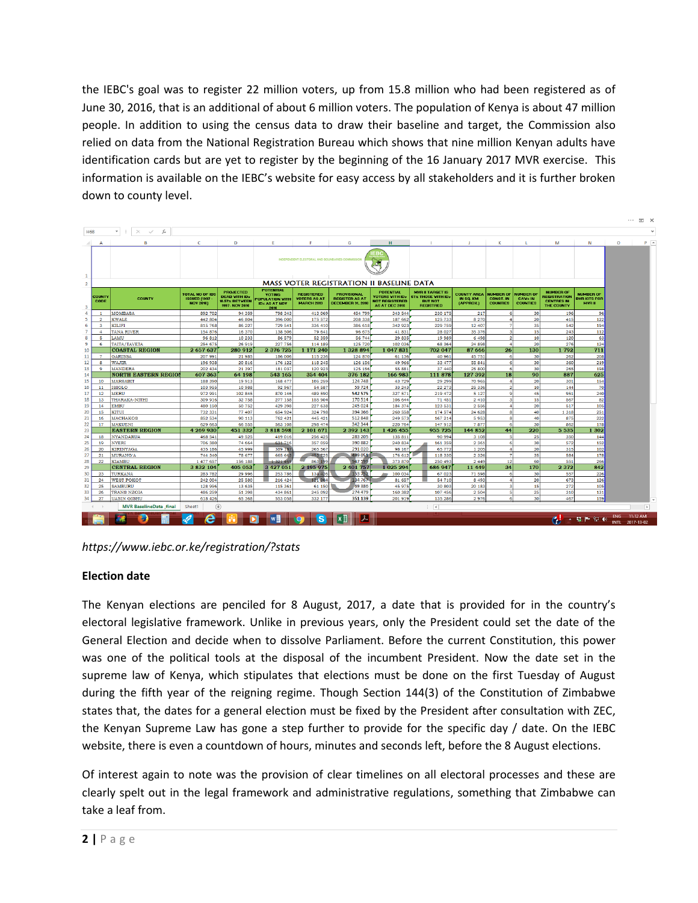the IEBC's goal was to register 22 million voters, up from 15.8 million who had been registered as of June 30, 2016, that is an additional of about 6 million voters. The population of Kenya is about 47 million people. In addition to using the census data to draw their baseline and target, the Commission also relied on data from the National Registration Bureau which shows that nine million Kenyan adults have identification cards but are yet to register by the beginning of the 16 January 2017 MVR exercise. This information is available on the IEBC's website for easy access by all stakeholders and it is further broken down to county level.

INDEPENDENT ELECTORAL AND BOUNDARIES COMMISSION

**MASS VOTER REGISTRATION II BASELINE DATA**

| COUNTY CODE | COUNTY | TOTAL NO OF IDS ISSUED (1997 - NOV 2016) | PROJECTED DEAD WITH IDs 10.57% BETWEEN 1997- NOV 2016 | POTENTIAL VOTING POPULATION WITH IDs AS AT NOV 2016 | REGISTERED VOTERS AS AT MARCH 2013 | PROVISIONAL REGISTER AS AT DECEMBER 31, 2016 | POTENTIAL VOTERS WITH IDs NOT REGISTERED AS AT DEC 2016 | MVR II TARGET IS 67% THOSE WITH IDs BUT NOT REGISTERED | COUNTY AREA IN SQ. KM (APPROX) | NUMBER OF CONST. IN COUNTIES | NUMBER OF CAWs IN COUNTIES | NUMBER OF REGISTRATION CENTRES IN THE COUNTY | NUMBER OF BVR KITS FOR MVR II |
|---|---|---|---|---|---|---|---|---|---|---|---|---|---|
| 1 | MOMBASA | 892 702 | 94 359 | 798 343 | 413 069 | 454 799 | 343 544 | 230 175 | 217 | 6 | 30 | 196 | 96 |
| 2 | KWALE | 442 804 | 46 804 | 396 000 | 175 372 | 208 338 | 187 662 | 125 733 | 8 270 | 4 | 20 | 413 | 122 |
| 3 | KILIFI | 815 768 | 86 227 | 729 541 | 336 410 | 386 618 | 342 923 | 229 759 | 12 407 | 7 | 35 | 543 | 194 |
| 4 | TANA RIVER | 154 876 | 16 370 | 138 506 | 79 641 | 96 675 | 41 831 | 28 027 | 35 376 | 3 | 15 | 243 | 112 |
| 5 | LAMU | 96 812 | 10 233 | 86 579 | 52 359 | 56 744 | 29 835 | 19 989 | 6 498 | 2 | 10 | 120 | 63 |
| 6 | TAITA/TAVETA | 254 675 | 26 919 | 227 756 | 114 189 | 125 720 | 102 036 | 68 364 | 24 898 | 4 | 20 | 276 | 124 |
| | **COASTAL REGION** | **2 657 637** | **280 912** | **2 376 725** | **1 171 240** | **1 328 894** | **1 047 831** | **702 047** | **87 666** | **26** | **130** | **1 792** | **711** |
| 7 | GARISSA | 207 991 | 21 985 | 186 006 | 115 236 | 124 870 | 61 136 | 40 961 | 45 751 | 6 | 30 | 262 | 208 |
| 8 | WAJIR | 196 938 | 20 816 | 176 122 | 118 245 | 126 156 | 49 966 | 33 477 | 55 841 | 6 | 30 | 360 | 219 |
| 9 | MANDERA | 202 434 | 21 397 | 181 037 | 120 923 | 125 156 | 55 881 | 37 440 | 25 800 | 6 | 30 | 265 | 198 |
| | **NORTH EASTERN REGION** | **607 363** | **64 198** | **543 165** | **354 404** | **376 182** | **166 983** | **111 878** | **127 392** | **18** | **90** | **887** | **625** |
| 10 | MARSABIT | 188 390 | 19 913 | 168 477 | 105 259 | 124 748 | 43 729 | 29 299 | 70 965 | 4 | 20 | 301 | 154 |
| 11 | ISIOLO | 103 955 | 10 988 | 92 967 | 54 587 | 59 724 | 33 243 | 22 273 | 25 336 | 2 | 10 | 144 | 70 |
| 12 | MERU | 972 991 | 102 845 | 870 146 | 489 590 | 542 575 | 327 571 | 219 472 | 5 127 | 9 | 45 | 951 | 240 |
| 13 | THARAKA-NITHI | 309 916 | 32 758 | 277 158 | 185 904 | 170 514 | 106 644 | 71 451 | 2 410 | 3 | 15 | 367 | 82 |
| 14 | EMBU | 480 150 | 50 752 | 429 398 | 227 638 | 245 024 | 184 374 | 123 531 | 2 556 | 4 | 20 | 517 | 105 |
| 15 | KITUI | 732 331 | 77 407 | 654 924 | 324 798 | 394 366 | 260 558 | 174 574 | 24 628 | 8 | 40 | 1 318 | 251 |
| 16 | MACHAKOS | 852 534 | 90 113 | 762 421 | 445 421 | 512 848 | 249 573 | 167 214 | 5 953 | 8 | 40 | 875 | 222 |
| 17 | MAKUENI | 629 663 | 66 555 | 563 108 | 298 474 | 342 344 | 220 764 | 147 912 | 7 877 | 6 | 30 | 862 | 178 |
| | **EASTERN REGION** | **4 269 930** | **451 332** | **3 818 598** | **2 101 671** | **2 392 143** | **1 426 455** | **955 725** | **144 852** | **44** | **220** | **5 335** | **1 302** |
| 18 | NYANDARUA | 468 541 | 49 525 | 419 016 | 256 425 | 283 205 | 135 811 | 90 994 | 3 108 | 5 | 25 | 350 | 144 |
| 19 | NYERI | 706 380 | 74 664 | 631 716 | 357 059 | 390 882 | 240 834 | 161 359 | 2 361 | 6 | 30 | 572 | 152 |
| 20 | KIRINYAGA | 435 186 | 45 999 | 389 187 | 265 567 | 291 020 | 98 167 | 65 772 | 1 205 | 4 | 20 | 315 | 102 |
| 21 | MURANG'A | 744 340 | 78 677 | 665 663 | 453 535 | 489 051 | 176 612 | 118 330 | 2 326 | 7 | 35 | 584 | 178 |
| 22 | KIAMBU | 1 477 657 | 156 188 | 1 321 469 | 863 199 | 947 599 | 373 870 | 250 493 | 2 449 | 12 | 60 | 551 | 266 |
| | **CENTRAL REGION** | **3 832 104** | **405 053** | **3 427 051** | **2 195 975** | **2 401 757** | **1 025 294** | **686 947** | **11 449** | **34** | **170** | **2 372** | **842** |
| 23 | TURKANA | 283 782 | 29 996 | 253 786 | 134 426 | 153 752 | 100 034 | 67 023 | 71 598 | 6 | 30 | 557 | 226 |
| 24 | WEST POKOT | 242 004 | 25 580 | 216 424 | 121 084 | 134 767 | 81 657 | 54 710 | 8 493 | 4 | 20 | 673 | 126 |
| 25 | SAMBURU | 128 996 | 13 635 | 115 361 | 61 150 | 69 386 | 45 975 | 30 803 | 20 183 | 3 | 15 | 272 | 105 |
| 26 | TRANS NZOIA | 486 259 | 51 398 | 434 861 | 245 092 | 274 479 | 160 382 | 107 456 | 2 504 | 5 | 25 | 310 | 131 |
| 27 | UASIN GISHU | 618 426 | 65 368 | 553 058 | 332 177 | 351 139 | 201 919 | 135 286 | 2 976 | 6 | 30 | 467 | 159 |

*https://www.iebc.or.ke/registration/?stats*

**Election date**

The Kenyan elections are penciled for 8 August, 2017, a date that is provided for in the country's electoral legislative framework. Unlike in previous years, only the President could set the date of the General Election and decide when to dissolve Parliament. Before the current Constitution, this power was one of the political tools at the disposal of the incumbent President. Now the date set in the supreme law of Kenya, which stipulates that elections must be done on the first Tuesday of August during the fifth year of the reigning regime. Though Section 144(3) of the Constitution of Zimbabwe states that, the dates for a general election must be fixed by the President after consultation with ZEC, the Kenyan Supreme Law has gone a step further to provide for the specific day / date. On the IEBC website, there is even a countdown of hours, minutes and seconds left, before the 8 August elections.

Of interest again to note was the provision of clear timelines on all electoral processes and these are clearly spelt out in the legal framework and administrative regulations, something that Zimbabwe can take a leaf from.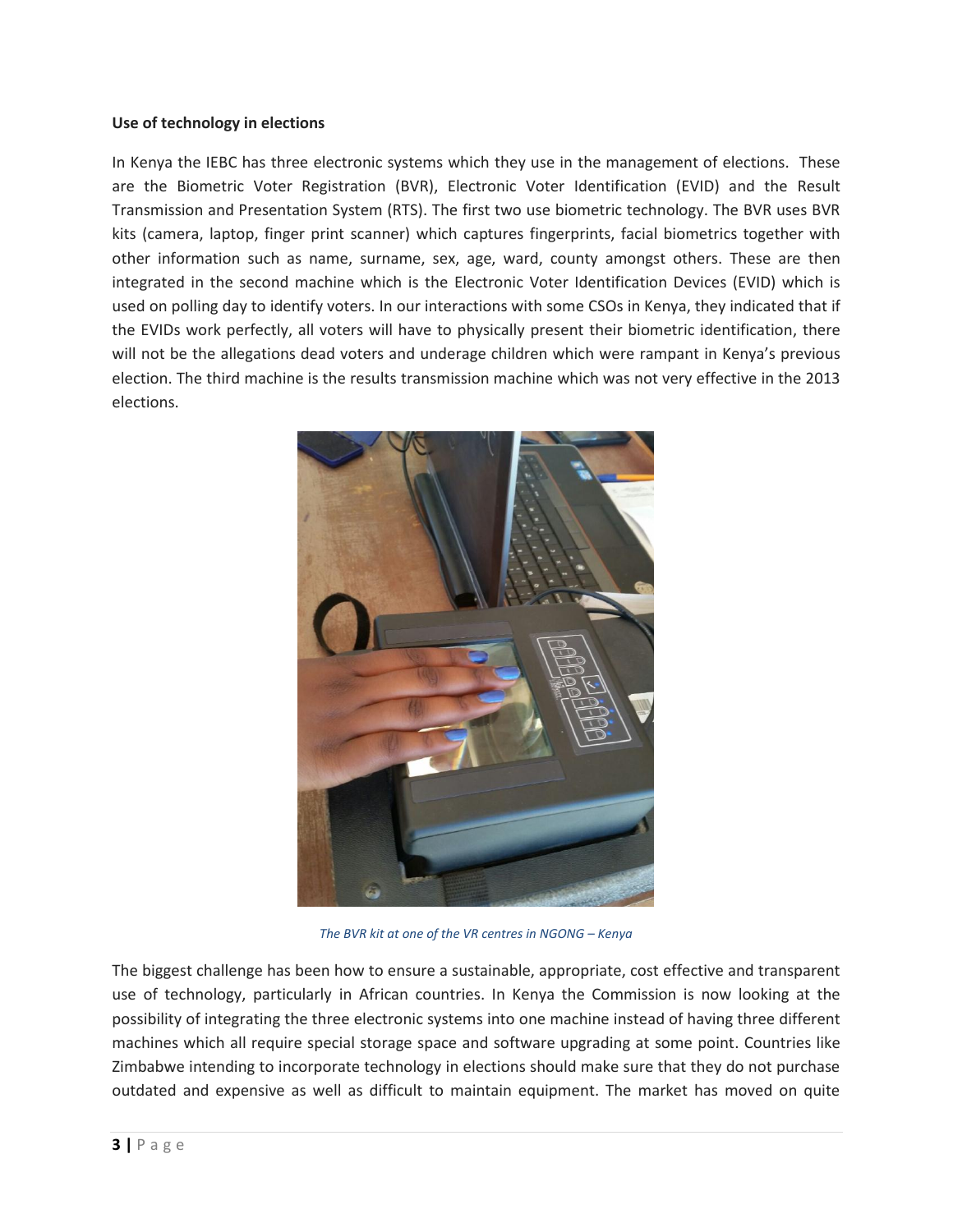**Use of technology in elections**

In Kenya the IEBC has three electronic systems which they use in the management of elections. These are the Biometric Voter Registration (BVR), Electronic Voter Identification (EVID) and the Result Transmission and Presentation System (RTS). The first two use biometric technology. The BVR uses BVR kits (camera, laptop, finger print scanner) which captures fingerprints, facial biometrics together with other information such as name, surname, sex, age, ward, county amongst others. These are then integrated in the second machine which is the Electronic Voter Identification Devices (EVID) which is used on polling day to identify voters. In our interactions with some CSOs in Kenya, they indicated that if the EVIDs work perfectly, all voters will have to physically present their biometric identification, there will not be the allegations dead voters and underage children which were rampant in Kenya's previous election. The third machine is the results transmission machine which was not very effective in the 2013 elections.

*The BVR kit at one of the VR centres in NGONG – Kenya*

The biggest challenge has been how to ensure a sustainable, appropriate, cost effective and transparent use of technology, particularly in African countries. In Kenya the Commission is now looking at the possibility of integrating the three electronic systems into one machine instead of having three different machines which all require special storage space and software upgrading at some point. Countries like Zimbabwe intending to incorporate technology in elections should make sure that they do not purchase outdated and expensive as well as difficult to maintain equipment. The market has moved on quite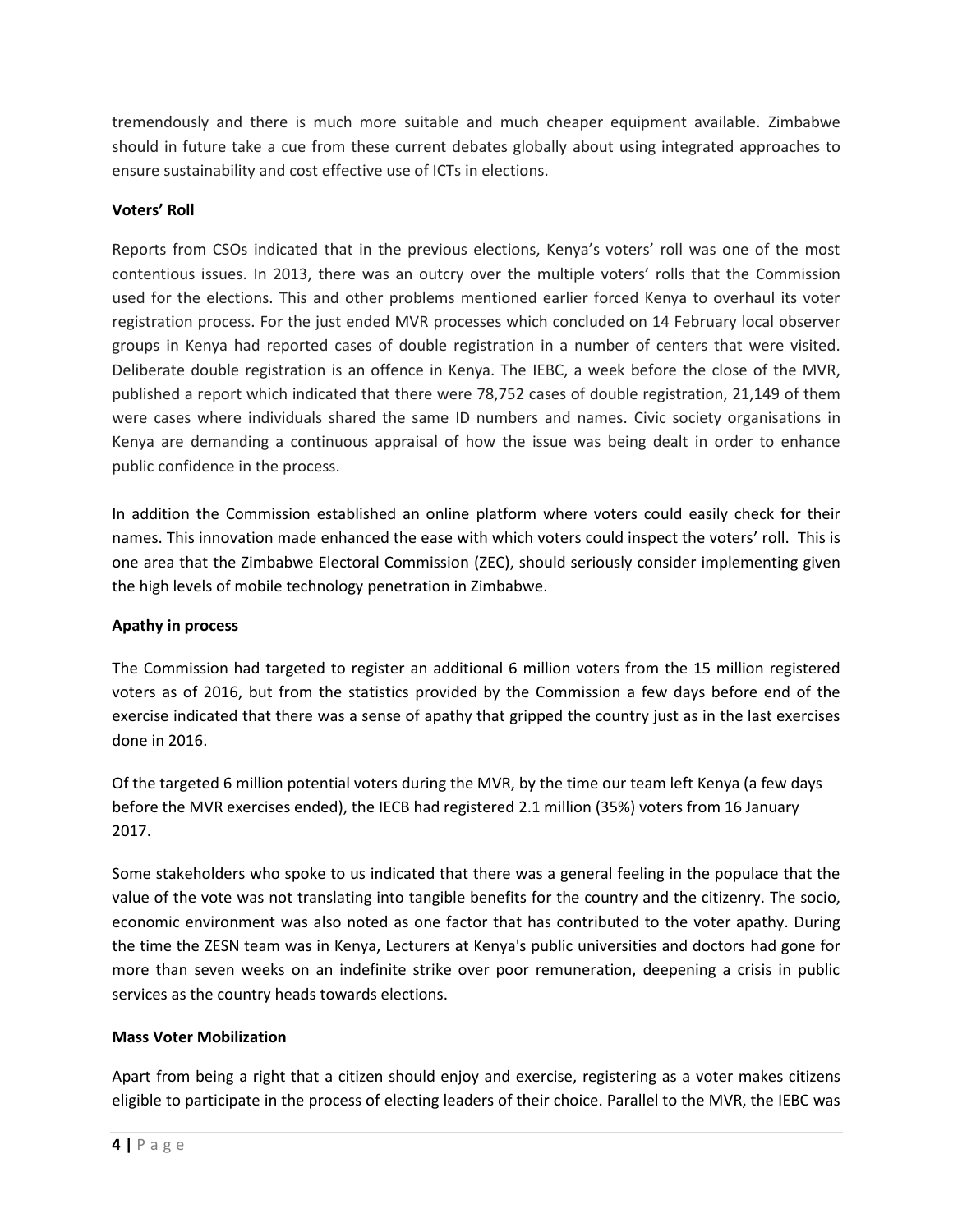tremendously and there is much more suitable and much cheaper equipment available. Zimbabwe should in future take a cue from these current debates globally about using integrated approaches to ensure sustainability and cost effective use of ICTs in elections.

**Voters' Roll**

Reports from CSOs indicated that in the previous elections, Kenya's voters' roll was one of the most contentious issues. In 2013, there was an outcry over the multiple voters' rolls that the Commission used for the elections. This and other problems mentioned earlier forced Kenya to overhaul its voter registration process. For the just ended MVR processes which concluded on 14 February local observer groups in Kenya had reported cases of double registration in a number of centers that were visited. Deliberate double registration is an offence in Kenya. The IEBC, a week before the close of the MVR, published a report which indicated that there were 78,752 cases of double registration, 21,149 of them were cases where individuals shared the same ID numbers and names. Civic society organisations in Kenya are demanding a continuous appraisal of how the issue was being dealt in order to enhance public confidence in the process.

In addition the Commission established an online platform where voters could easily check for their names. This innovation made enhanced the ease with which voters could inspect the voters' roll. This is one area that the Zimbabwe Electoral Commission (ZEC), should seriously consider implementing given the high levels of mobile technology penetration in Zimbabwe.

**Apathy in process**

The Commission had targeted to register an additional 6 million voters from the 15 million registered voters as of 2016, but from the statistics provided by the Commission a few days before end of the exercise indicated that there was a sense of apathy that gripped the country just as in the last exercises done in 2016.

Of the targeted 6 million potential voters during the MVR, by the time our team left Kenya (a few days before the MVR exercises ended), the IECB had registered 2.1 million (35%) voters from 16 January 2017.

Some stakeholders who spoke to us indicated that there was a general feeling in the populace that the value of the vote was not translating into tangible benefits for the country and the citizenry. The socio, economic environment was also noted as one factor that has contributed to the voter apathy. During the time the ZESN team was in Kenya, Lecturers at Kenya's public universities and doctors had gone for more than seven weeks on an indefinite strike over poor remuneration, deepening a crisis in public services as the country heads towards elections.

**Mass Voter Mobilization**

Apart from being a right that a citizen should enjoy and exercise, registering as a voter makes citizens eligible to participate in the process of electing leaders of their choice. Parallel to the MVR, the IEBC was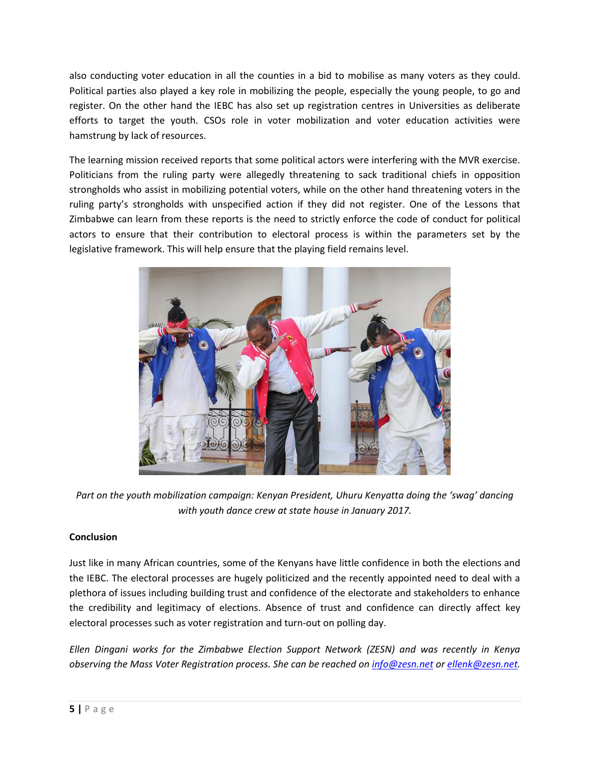also conducting voter education in all the counties in a bid to mobilise as many voters as they could. Political parties also played a key role in mobilizing the people, especially the young people, to go and register. On the other hand the IEBC has also set up registration centres in Universities as deliberate efforts to target the youth. CSOs role in voter mobilization and voter education activities were hamstrung by lack of resources.

The learning mission received reports that some political actors were interfering with the MVR exercise. Politicians from the ruling party were allegedly threatening to sack traditional chiefs in opposition strongholds who assist in mobilizing potential voters, while on the other hand threatening voters in the ruling party's strongholds with unspecified action if they did not register. One of the Lessons that Zimbabwe can learn from these reports is the need to strictly enforce the code of conduct for political actors to ensure that their contribution to electoral process is within the parameters set by the legislative framework. This will help ensure that the playing field remains level.

*Part on the youth mobilization campaign: Kenyan President, Uhuru Kenyatta doing the 'swag' dancing with youth dance crew at state house in January 2017.*

**Conclusion**

Just like in many African countries, some of the Kenyans have little confidence in both the elections and the IEBC. The electoral processes are hugely politicized and the recently appointed need to deal with a plethora of issues including building trust and confidence of the electorate and stakeholders to enhance the credibility and legitimacy of elections. Absence of trust and confidence can directly affect key electoral processes such as voter registration and turn-out on polling day.

*Ellen Dingani works for the Zimbabwe Election Support Network (ZESN) and was recently in Kenya observing the Mass Voter Registration process. She can be reached on info@zesn.net or ellenk@zesn.net.*